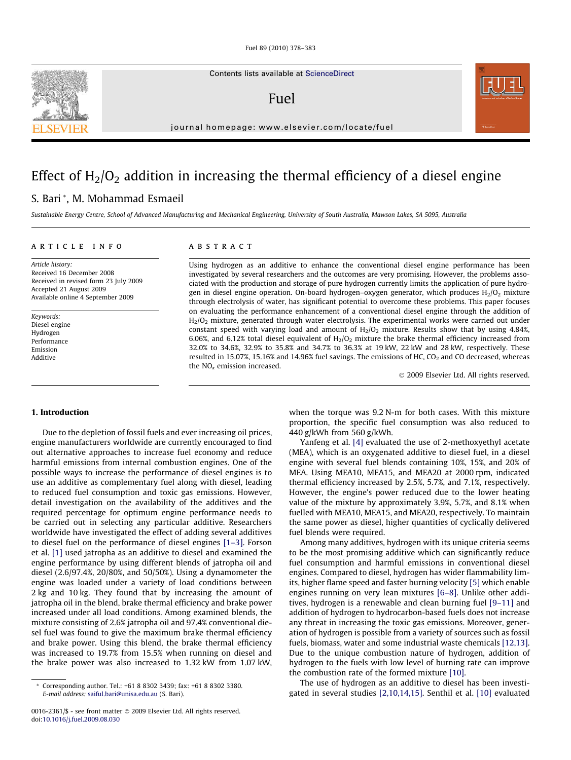# Effect of $H_2/O_2$ addition in increasing the thermal efficiency of a diesel engine

S. Bari *, M. Mohammad Esmaeil

*Sustainable Energy Centre, School of Advanced Manufacturing and Mechanical Engineering, University of South Australia, Mawson Lakes, SA 5095, Australia*

## ARTICLE INFO

*Article history:*
Received 16 December 2008
Received in revised form 23 July 2009
Accepted 21 August 2009
Available online 4 September 2009

*Keywords:*
Diesel engine
Hydrogen
Performance
Emission
Additive

## ABSTRACT

Using hydrogen as an additive to enhance the conventional diesel engine performance has been investigated by several researchers and the outcomes are very promising. However, the problems associated with the production and storage of pure hydrogen currently limits the application of pure hydrogen in diesel engine operation. On-board hydrogen–oxygen generator, which produces $H_2/O_2$ mixture through electrolysis of water, has significant potential to overcome these problems. This paper focuses on evaluating the performance enhancement of a conventional diesel engine through the addition of $H_2/O_2$ mixture, generated through water electrolysis. The experimental works were carried out under constant speed with varying load and amount of $H_2/O_2$ mixture. Results show that by using 4.84%, 6.06%, and 6.12% total diesel equivalent of $H_2/O_2$ mixture the brake thermal efficiency increased from 32.0% to 34.6%, 32.9% to 35.8% and 34.7% to 36.3% at 19 kW, 22 kW and 28 kW, respectively. These resulted in 15.07%, 15.16% and 14.96% fuel savings. The emissions of HC, $CO_2$ and CO decreased, whereas the $NO_x$ emission increased.

© 2009 Elsevier Ltd. All rights reserved.

## 1. Introduction

Due to the depletion of fossil fuels and ever increasing oil prices, engine manufacturers worldwide are currently encouraged to find out alternative approaches to increase fuel economy and reduce harmful emissions from internal combustion engines. One of the possible ways to increase the performance of diesel engines is to use an additive as complementary fuel along with diesel, leading to reduced fuel consumption and toxic gas emissions. However, detail investigation on the availability of the additives and the required percentage for optimum engine performance needs to be carried out in selecting any particular additive. Researchers worldwide have investigated the effect of adding several additives to diesel fuel on the performance of diesel engines [1–3]. Forson et al. [1] used jatropha as an additive to diesel and examined the engine performance by using different blends of jatropha oil and diesel (2.6/97.4%, 20/80%, and 50/50%). Using a dynamometer the engine was loaded under a variety of load conditions between 2 kg and 10 kg. They found that by increasing the amount of jatropha oil in the blend, brake thermal efficiency and brake power increased under all load conditions. Among examined blends, the mixture consisting of 2.6% jatropha oil and 97.4% conventional diesel fuel was found to give the maximum brake thermal efficiency and brake power. Using this blend, the brake thermal efficiency was increased to 19.7% from 15.5% when running on diesel and the brake power was also increased to 1.32 kW from 1.07 kW, when the torque was 9.2 N-m for both cases. With this mixture proportion, the specific fuel consumption was also reduced to 440 g/kWh from 560 g/kWh.

Yanfeng et al. [4] evaluated the use of 2-methoxyethyl acetate (MEA), which is an oxygenated additive to diesel fuel, in a diesel engine with several fuel blends containing 10%, 15%, and 20% of MEA. Using MEA10, MEA15, and MEA20 at 2000 rpm, indicated thermal efficiency increased by 2.5%, 5.7%, and 7.1%, respectively. However, the engine's power reduced due to the lower heating value of the mixture by approximately 3.9%, 5.7%, and 8.1% when fuelled with MEA10, MEA15, and MEA20, respectively. To maintain the same power as diesel, higher quantities of cyclically delivered fuel blends were required.

Among many additives, hydrogen with its unique criteria seems to be the most promising additive which can significantly reduce fuel consumption and harmful emissions in conventional diesel engines. Compared to diesel, hydrogen has wider flammability limits, higher flame speed and faster burning velocity [5] which enable engines running on very lean mixtures [6–8]. Unlike other additives, hydrogen is a renewable and clean burning fuel [9–11] and addition of hydrogen to hydrocarbon-based fuels does not increase any threat in increasing the toxic gas emissions. Moreover, generation of hydrogen is possible from a variety of sources such as fossil fuels, biomass, water and some industrial waste chemicals [12,13]. Due to the unique combustion nature of hydrogen, addition of hydrogen to the fuels with low level of burning rate can improve the combustion rate of the formed mixture [10].

The use of hydrogen as an additive to diesel has been investigated in several studies [2,10,14,15]. Senthil et al. [10] evaluated

* Corresponding author. Tel.: +61 8 8302 3439; fax: +61 8 8302 3380.
*E-mail address:* saiful.bari@unisa.edu.au (S. Bari).

0016-2361/$ - see front matter © 2009 Elsevier Ltd. All rights reserved.
doi:10.1016/j.fuel.2009.08.030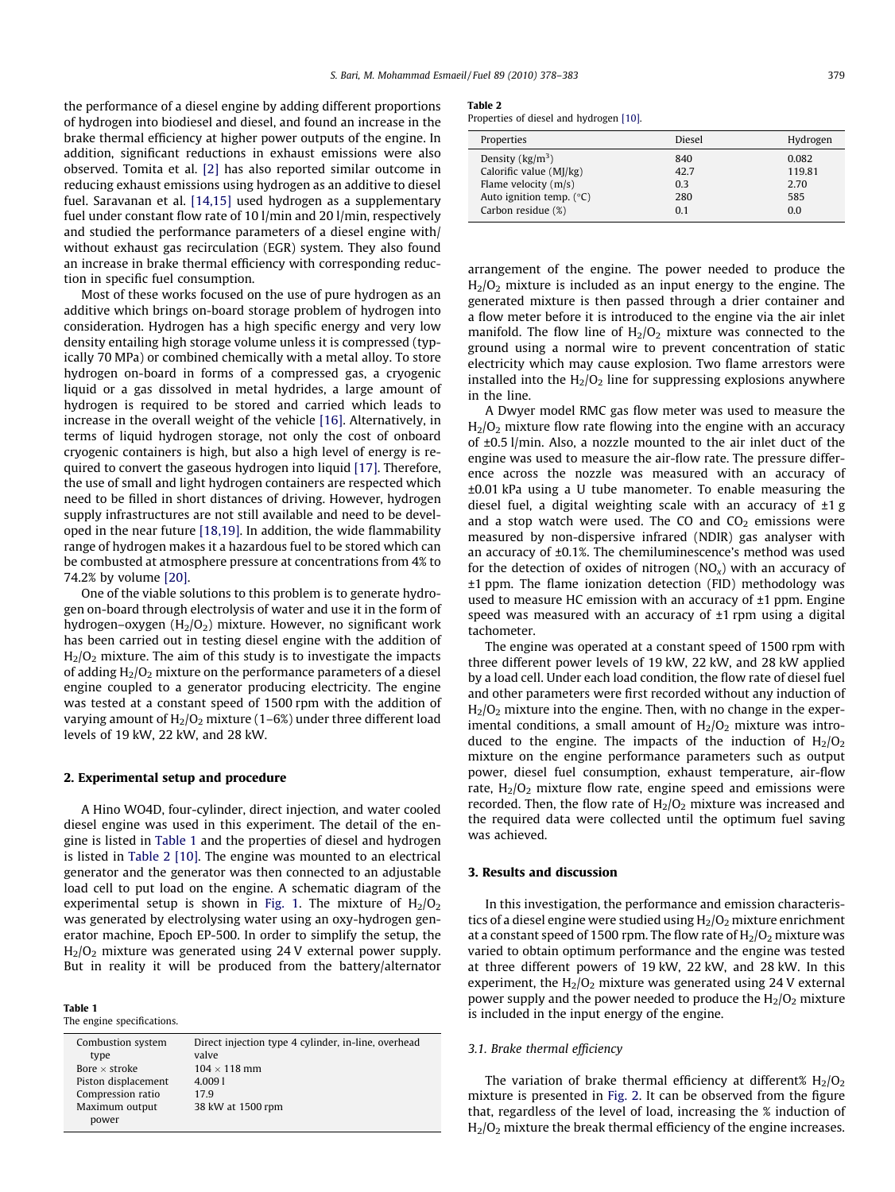the performance of a diesel engine by adding different proportions of hydrogen into biodiesel and diesel, and found an increase in the brake thermal efficiency at higher power outputs of the engine. In addition, significant reductions in exhaust emissions were also observed. Tomita et al. [2] has also reported similar outcome in reducing exhaust emissions using hydrogen as an additive to diesel fuel. Saravanan et al. [14,15] used hydrogen as a supplementary fuel under constant flow rate of 10 l/min and 20 l/min, respectively and studied the performance parameters of a diesel engine with/without exhaust gas recirculation (EGR) system. They also found an increase in brake thermal efficiency with corresponding reduction in specific fuel consumption.

Most of these works focused on the use of pure hydrogen as an additive which brings on-board storage problem of hydrogen into consideration. Hydrogen has a high specific energy and very low density entailing high storage volume unless it is compressed (typically 70 MPa) or combined chemically with a metal alloy. To store hydrogen on-board in forms of a compressed gas, a cryogenic liquid or a gas dissolved in metal hydrides, a large amount of hydrogen is required to be stored and carried which leads to increase in the overall weight of the vehicle [16]. Alternatively, in terms of liquid hydrogen storage, not only the cost of onboard cryogenic containers is high, but also a high level of energy is required to convert the gaseous hydrogen into liquid [17]. Therefore, the use of small and light hydrogen containers are respected which need to be filled in short distances of driving. However, hydrogen supply infrastructures are not still available and need to be developed in the near future [18,19]. In addition, the wide flammability range of hydrogen makes it a hazardous fuel to be stored which can be combusted at atmosphere pressure at concentrations from 4% to 74.2% by volume [20].

One of the viable solutions to this problem is to generate hydrogen on-board through electrolysis of water and use it in the form of hydrogen–oxygen ($H_2/O_2$) mixture. However, no significant work has been carried out in testing diesel engine with the addition of $H_2/O_2$ mixture. The aim of this study is to investigate the impacts of adding $H_2/O_2$ mixture on the performance parameters of a diesel engine coupled to a generator producing electricity. The engine was tested at a constant speed of 1500 rpm with the addition of varying amount of $H_2/O_2$ mixture (1–6%) under three different load levels of 19 kW, 22 kW, and 28 kW.

## 2. Experimental setup and procedure

A Hino WO4D, four-cylinder, direct injection, and water cooled diesel engine was used in this experiment. The detail of the engine is listed in Table 1 and the properties of diesel and hydrogen is listed in Table 2 [10]. The engine was mounted to an electrical generator and the generator was then connected to an adjustable load cell to put load on the engine. A schematic diagram of the experimental setup is shown in Fig. 1. The mixture of $H_2/O_2$ was generated by electrolysing water using an oxy-hydrogen generator machine, Epoch EP-500. In order to simplify the setup, the $H_2/O_2$ mixture was generated using 24 V external power supply. But in reality it will be produced from the battery/alternator arrangement of the engine. The power needed to produce the $H_2/O_2$ mixture is included as an input energy to the engine. The generated mixture is then passed through a drier container and a flow meter before it is introduced to the engine via the air inlet manifold. The flow line of $H_2/O_2$ mixture was connected to the ground using a normal wire to prevent concentration of static electricity which may cause explosion. Two flame arrestors were installed into the $H_2/O_2$ line for suppressing explosions anywhere in the line.

**Table 1**
The engine specifications.

| | |
|---|---|
| Combustion system type | Direct injection type 4 cylinder, in-line, overhead valve |
| Bore × stroke | 104 × 118 mm |
| Piston displacement | 4.009 l |
| Compression ratio | 17.9 |
| Maximum output power | 38 kW at 1500 rpm |

**Table 2**
Properties of diesel and hydrogen [10].

| Properties | Diesel | Hydrogen |
|---|---|---|
| Density (kg/m$^3$) | 840 | 0.082 |
| Calorific value (MJ/kg) | 42.7 | 119.81 |
| Flame velocity (m/s) | 0.3 | 2.70 |
| Auto ignition temp. (°C) | 280 | 585 |
| Carbon residue (%) | 0.1 | 0.0 |

A Dwyer model RMC gas flow meter was used to measure the $H_2/O_2$ mixture flow rate flowing into the engine with an accuracy of ±0.5 l/min. Also, a nozzle mounted to the air inlet duct of the engine was used to measure the air-flow rate. The pressure difference across the nozzle was measured with an accuracy of ±0.01 kPa using a U tube manometer. To enable measuring the diesel fuel, a digital weighting scale with an accuracy of ±1 g and a stop watch were used. The CO and $CO_2$ emissions were measured by non-dispersive infrared (NDIR) gas analyser with an accuracy of ±0.1%. The chemiluminescence's method was used for the detection of oxides of nitrogen ($NO_x$) with an accuracy of ±1 ppm. The flame ionization detection (FID) methodology was used to measure HC emission with an accuracy of ±1 ppm. Engine speed was measured with an accuracy of ±1 rpm using a digital tachometer.

The engine was operated at a constant speed of 1500 rpm with three different power levels of 19 kW, 22 kW, and 28 kW applied by a load cell. Under each load condition, the flow rate of diesel fuel and other parameters were first recorded without any induction of $H_2/O_2$ mixture into the engine. Then, with no change in the experimental conditions, a small amount of $H_2/O_2$ mixture was introduced to the engine. The impacts of the induction of $H_2/O_2$ mixture on the engine performance parameters such as output power, diesel fuel consumption, exhaust temperature, air-flow rate, $H_2/O_2$ mixture flow rate, engine speed and emissions were recorded. Then, the flow rate of $H_2/O_2$ mixture was increased and the required data were collected until the optimum fuel saving was achieved.

## 3. Results and discussion

In this investigation, the performance and emission characteristics of a diesel engine were studied using $H_2/O_2$ mixture enrichment at a constant speed of 1500 rpm. The flow rate of $H_2/O_2$ mixture was varied to obtain optimum performance and the engine was tested at three different powers of 19 kW, 22 kW, and 28 kW. In this experiment, the $H_2/O_2$ mixture was generated using 24 V external power supply and the power needed to produce the $H_2/O_2$ mixture is included in the input energy of the engine.

### 3.1. Brake thermal efficiency

The variation of brake thermal efficiency at different% $H_2/O_2$ mixture is presented in Fig. 2. It can be observed from the figure that, regardless of the level of load, increasing the % induction of $H_2/O_2$ mixture the break thermal efficiency of the engine increases.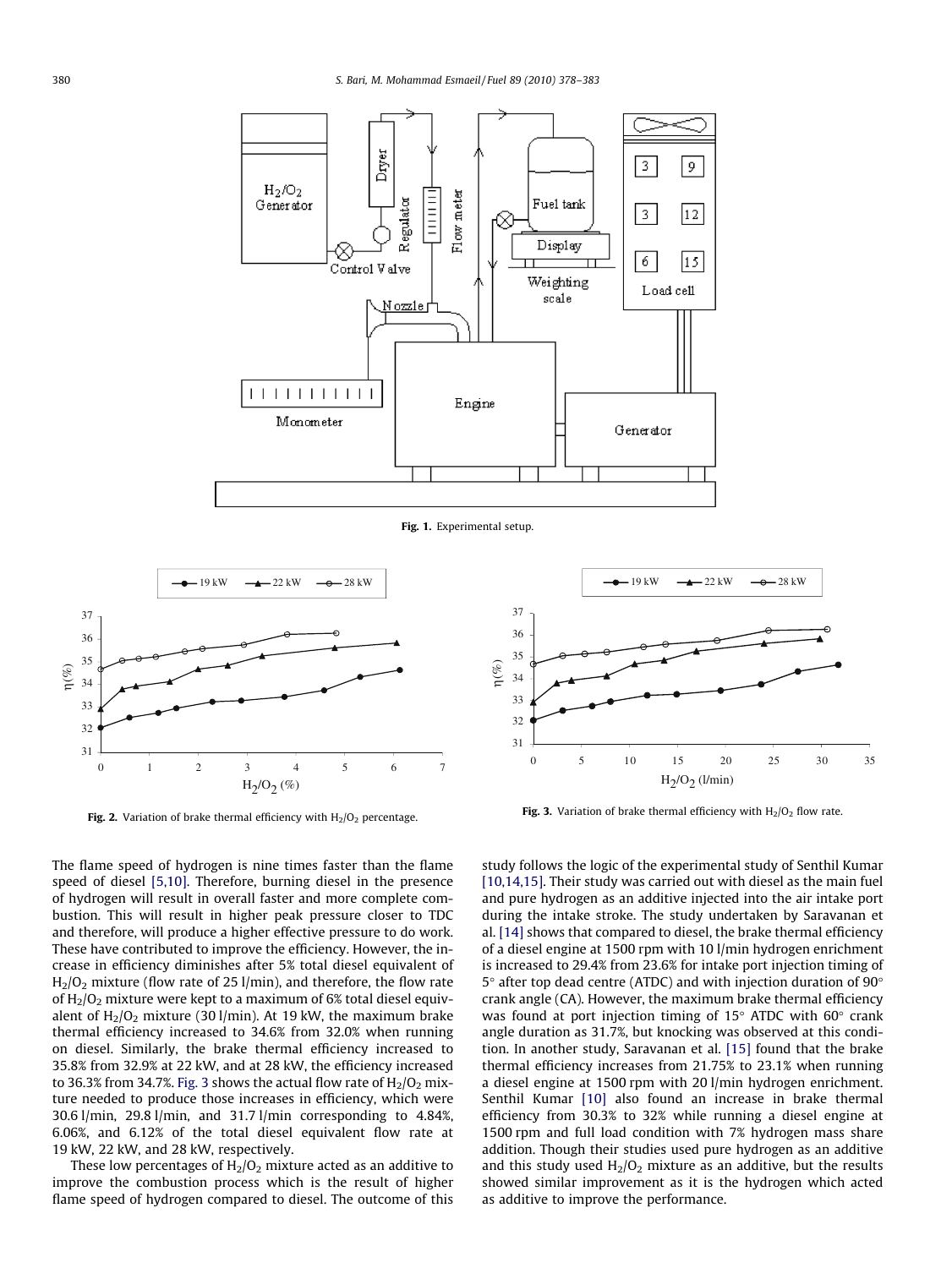Fig. 1. Experimental setup.

Fig. 2. Variation of brake thermal efficiency with $H_2/O_2$ percentage.

Fig. 3. Variation of brake thermal efficiency with $H_2/O_2$ flow rate.

The flame speed of hydrogen is nine times faster than the flame speed of diesel [5,10]. Therefore, burning diesel in the presence of hydrogen will result in overall faster and more complete combustion. This will result in higher peak pressure closer to TDC and therefore, will produce a higher effective pressure to do work. These have contributed to improve the efficiency. However, the increase in efficiency diminishes after 5% total diesel equivalent of $H_2/O_2$ mixture (flow rate of 25 l/min), and therefore, the flow rate of $H_2/O_2$ mixture were kept to a maximum of 6% total diesel equivalent of $H_2/O_2$ mixture (30 l/min). At 19 kW, the maximum brake thermal efficiency increased to 34.6% from 32.0% when running on diesel. Similarly, the brake thermal efficiency increased to 35.8% from 32.9% at 22 kW, and at 28 kW, the efficiency increased to 36.3% from 34.7%. Fig. 3 shows the actual flow rate of $H_2/O_2$ mixture needed to produce those increases in efficiency, which were 30.6 l/min, 29.8 l/min, and 31.7 l/min corresponding to 4.84%, 6.06%, and 6.12% of the total diesel equivalent flow rate at 19 kW, 22 kW, and 28 kW, respectively.

These low percentages of $H_2/O_2$ mixture acted as an additive to improve the combustion process which is the result of higher flame speed of hydrogen compared to diesel. The outcome of this study follows the logic of the experimental study of Senthil Kumar [10,14,15]. Their study was carried out with diesel as the main fuel and pure hydrogen as an additive injected into the air intake port during the intake stroke. The study undertaken by Saravanan et al. [14] shows that compared to diesel, the brake thermal efficiency of a diesel engine at 1500 rpm with 10 l/min hydrogen enrichment is increased to 29.4% from 23.6% for intake port injection timing of 5° after top dead centre (ATDC) and with injection duration of 90° crank angle (CA). However, the maximum brake thermal efficiency was found at port injection timing of 15° ATDC with 60° crank angle duration as 31.7%, but knocking was observed at this condition. In another study, Saravanan et al. [15] found that the brake thermal efficiency increases from 21.75% to 23.1% when running a diesel engine at 1500 rpm with 20 l/min hydrogen enrichment. Senthil Kumar [10] also found an increase in brake thermal efficiency from 30.3% to 32% while running a diesel engine at 1500 rpm and full load condition with 7% hydrogen mass share addition. Though their studies used pure hydrogen as an additive and this study used $H_2/O_2$ mixture as an additive, but the results showed similar improvement as it is the hydrogen which acted as additive to improve the performance.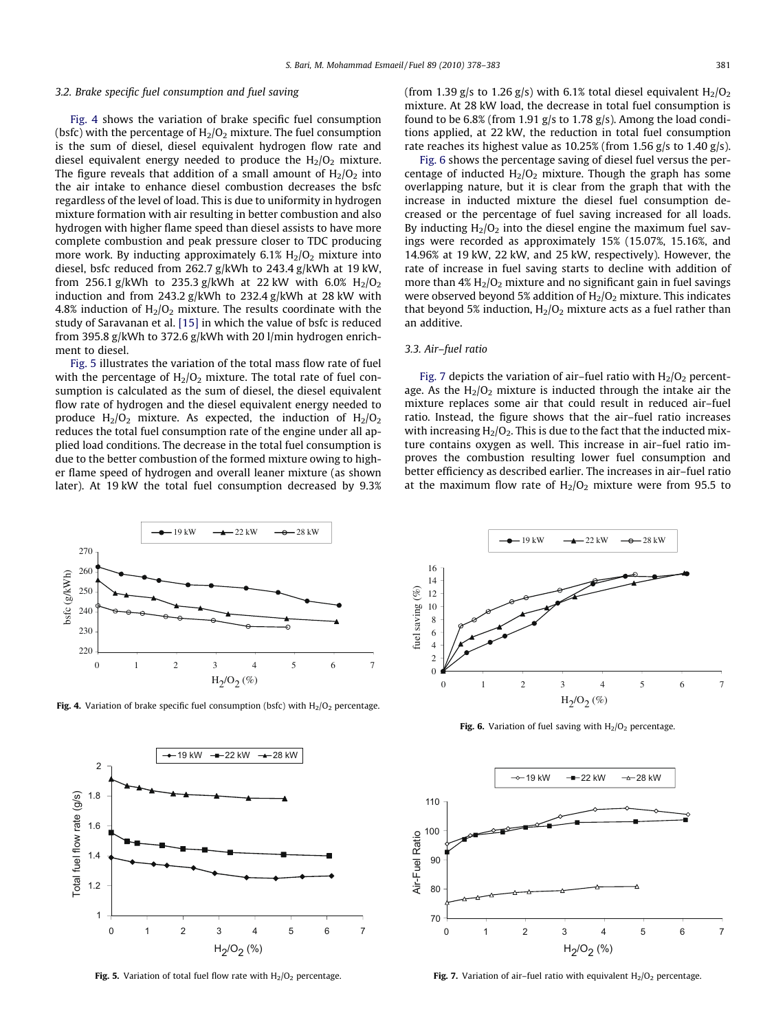### 3.2. Brake specific fuel consumption and fuel saving

Fig. 4 shows the variation of brake specific fuel consumption (bsfc) with the percentage of $H_2/O_2$ mixture. The fuel consumption is the sum of diesel, diesel equivalent hydrogen flow rate and diesel equivalent energy needed to produce the $H_2/O_2$ mixture. The figure reveals that addition of a small amount of $H_2/O_2$ into the air intake to enhance diesel combustion decreases the bsfc regardless of the level of load. This is due to uniformity in hydrogen mixture formation with air resulting in better combustion and also hydrogen with higher flame speed than diesel assists to have more complete combustion and peak pressure closer to TDC producing more work. By inducting approximately 6.1% $H_2/O_2$ mixture into diesel, bsfc reduced from 262.7 g/kWh to 243.4 g/kWh at 19 kW, from 256.1 g/kWh to 235.3 g/kWh at 22 kW with 6.0% $H_2/O_2$ induction and from 243.2 g/kWh to 232.4 g/kWh at 28 kW with 4.8% induction of $H_2/O_2$ mixture. The results coordinate with the study of Saravanan et al. [15] in which the value of bsfc is reduced from 395.8 g/kWh to 372.6 g/kWh with 20 l/min hydrogen enrichment to diesel.

Fig. 5 illustrates the variation of the total mass flow rate of fuel with the percentage of $H_2/O_2$ mixture. The total rate of fuel consumption is calculated as the sum of diesel, the diesel equivalent flow rate of hydrogen and the diesel equivalent energy needed to produce $H_2/O_2$ mixture. As expected, the induction of $H_2/O_2$ reduces the total fuel consumption rate of the engine under all applied load conditions. The decrease in the total fuel consumption is due to the better combustion of the formed mixture owing to higher flame speed of hydrogen and overall leaner mixture (as shown later). At 19 kW the total fuel consumption decreased by 9.3% (from 1.39 g/s to 1.26 g/s) with 6.1% total diesel equivalent $H_2/O_2$ mixture. At 28 kW load, the decrease in total fuel consumption is found to be 6.8% (from 1.91 g/s to 1.78 g/s). Among the load conditions applied, at 22 kW, the reduction in total fuel consumption rate reaches its highest value as 10.25% (from 1.56 g/s to 1.40 g/s).

Fig. 6 shows the percentage saving of diesel fuel versus the percentage of inducted $H_2/O_2$ mixture. Though the graph has some overlapping nature, but it is clear from the graph that with the increase in inducted mixture the diesel fuel consumption decreased or the percentage of fuel saving increased for all loads. By inducting $H_2/O_2$ into the diesel engine the maximum fuel savings were recorded as approximately 15% (15.07%, 15.16%, and 14.96% at 19 kW, 22 kW, and 25 kW, respectively). However, the rate of increase in fuel saving starts to decline with addition of more than 4% $H_2/O_2$ mixture and no significant gain in fuel savings were observed beyond 5% addition of $H_2/O_2$ mixture. This indicates that beyond 5% induction, $H_2/O_2$ mixture acts as a fuel rather than an additive.

### 3.3. Air–fuel ratio

Fig. 7 depicts the variation of air–fuel ratio with $H_2/O_2$ percentage. As the $H_2/O_2$ mixture is inducted through the intake air the mixture replaces some air that could result in reduced air–fuel ratio. Instead, the figure shows that the air–fuel ratio increases with increasing $H_2/O_2$. This is due to the fact that the inducted mixture contains oxygen as well. This increase in air–fuel ratio improves the combustion resulting lower fuel consumption and better efficiency as described earlier. The increases in air–fuel ratio at the maximum flow rate of $H_2/O_2$ mixture were from 95.5 to

**Fig. 4.** Variation of brake specific fuel consumption (bsfc) with $H_2/O_2$ percentage.

**Fig. 5.** Variation of total fuel flow rate with $H_2/O_2$ percentage.

**Fig. 6.** Variation of fuel saving with $H_2/O_2$ percentage.

**Fig. 7.** Variation of air–fuel ratio with equivalent $H_2/O_2$ percentage.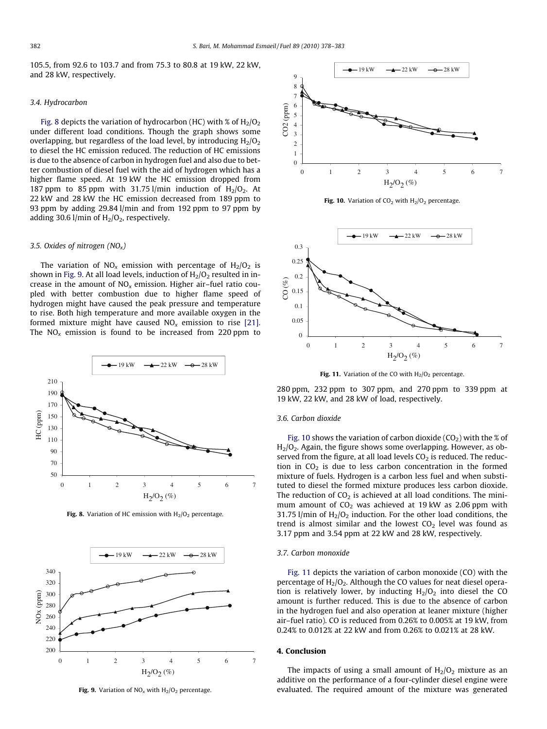105.5, from 92.6 to 103.7 and from 75.3 to 80.8 at 19 kW, 22 kW, and 28 kW, respectively.

### 3.4. Hydrocarbon

Fig. 8 depicts the variation of hydrocarbon (HC) with % of $H_2/O_2$ under different load conditions. Though the graph shows some overlapping, but regardless of the load level, by introducing $H_2/O_2$ to diesel the HC emission reduced. The reduction of HC emissions is due to the absence of carbon in hydrogen fuel and also due to better combustion of diesel fuel with the aid of hydrogen which has a higher flame speed. At 19 kW the HC emission dropped from 187 ppm to 85 ppm with 31.75 l/min induction of $H_2/O_2$. At 22 kW and 28 kW the HC emission decreased from 189 ppm to 93 ppm by adding 29.84 l/min and from 192 ppm to 97 ppm by adding 30.6 l/min of $H_2/O_2$, respectively.

### 3.5. Oxides of nitrogen ($NO_x$)

The variation of $NO_x$ emission with percentage of $H_2/O_2$ is shown in Fig. 9. At all load levels, induction of $H_2/O_2$ resulted in increase in the amount of $NO_x$ emission. Higher air–fuel ratio coupled with better combustion due to higher flame speed of hydrogen might have caused the peak pressure and temperature to rise. Both high temperature and more available oxygen in the formed mixture might have caused $NO_x$ emission to rise [21]. The $NO_x$ emission is found to be increased from 220 ppm to 280 ppm, 232 ppm to 307 ppm, and 270 ppm to 339 ppm at 19 kW, 22 kW, and 28 kW of load, respectively.

**Fig. 8.** Variation of HC emission with $H_2/O_2$ percentage.

**Fig. 9.** Variation of $NO_x$ with $H_2/O_2$ percentage.

**Fig. 10.** Variation of $CO_2$ with $H_2/O_2$ percentage.

**Fig. 11.** Variation of the CO with $H_2/O_2$ percentage.

### 3.6. Carbon dioxide

Fig. 10 shows the variation of carbon dioxide ($CO_2$) with the % of $H_2/O_2$. Again, the figure shows some overlapping. However, as observed from the figure, at all load levels $CO_2$ is reduced. The reduction in $CO_2$ is due to less carbon concentration in the formed mixture of fuels. Hydrogen is a carbon less fuel and when substituted to diesel the formed mixture produces less carbon dioxide. The reduction of $CO_2$ is achieved at all load conditions. The minimum amount of $CO_2$ was achieved at 19 kW as 2.06 ppm with 31.75 l/min of $H_2/O_2$ induction. For the other load conditions, the trend is almost similar and the lowest $CO_2$ level was found as 3.17 ppm and 3.54 ppm at 22 kW and 28 kW, respectively.

### 3.7. Carbon monoxide

Fig. 11 depicts the variation of carbon monoxide (CO) with the percentage of $H_2/O_2$. Although the CO values for neat diesel operation is relatively lower, by inducting $H_2/O_2$ into diesel the CO amount is further reduced. This is due to the absence of carbon in the hydrogen fuel and also operation at leaner mixture (higher air–fuel ratio). CO is reduced from 0.26% to 0.005% at 19 kW, from 0.24% to 0.012% at 22 kW and from 0.26% to 0.021% at 28 kW.

## 4. Conclusion

The impacts of using a small amount of $H_2/O_2$ mixture as an additive on the performance of a four-cylinder diesel engine were evaluated. The required amount of the mixture was generated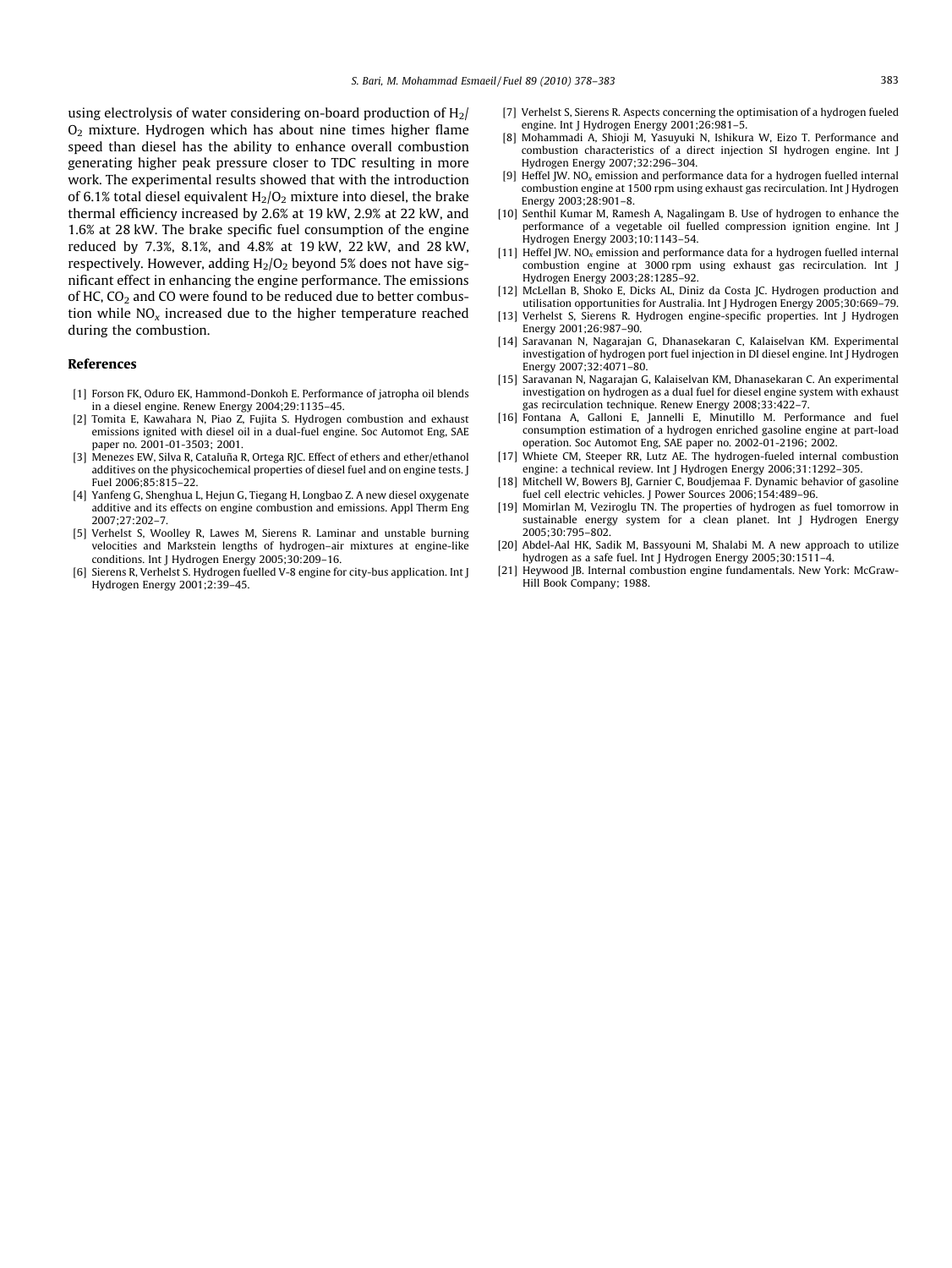using electrolysis of water considering on-board production of $H_2$/$O_2$ mixture. Hydrogen which has about nine times higher flame speed than diesel has the ability to enhance overall combustion generating higher peak pressure closer to TDC resulting in more work. The experimental results showed that with the introduction of 6.1% total diesel equivalent $H_2/O_2$ mixture into diesel, the brake thermal efficiency increased by 2.6% at 19 kW, 2.9% at 22 kW, and 1.6% at 28 kW. The brake specific fuel consumption of the engine reduced by 7.3%, 8.1%, and 4.8% at 19 kW, 22 kW, and 28 kW, respectively. However, adding $H_2/O_2$ beyond 5% does not have significant effect in enhancing the engine performance. The emissions of HC, $CO_2$ and CO were found to be reduced due to better combustion while $NO_x$ increased due to the higher temperature reached during the combustion.

## References

[1] Forson FK, Oduro EK, Hammond-Donkoh E. Performance of jatropha oil blends in a diesel engine. Renew Energy 2004;29:1135–45.

[2] Tomita E, Kawahara N, Piao Z, Fujita S. Hydrogen combustion and exhaust emissions ignited with diesel oil in a dual-fuel engine. Soc Automot Eng, SAE paper no. 2001-01-3503; 2001.

[3] Menezes EW, Silva R, Cataluña R, Ortega RJC. Effect of ethers and ether/ethanol additives on the physicochemical properties of diesel fuel and on engine tests. J Fuel 2006;85:815–22.

[4] Yanfeng G, Shenghua L, Hejun G, Tiegang H, Longbao Z. A new diesel oxygenate additive and its effects on engine combustion and emissions. Appl Therm Eng 2007;27:202–7.

[5] Verhelst S, Woolley R, Lawes M, Sierens R. Laminar and unstable burning velocities and Markstein lengths of hydrogen–air mixtures at engine-like conditions. Int J Hydrogen Energy 2005;30:209–16.

[6] Sierens R, Verhelst S. Hydrogen fuelled V-8 engine for city-bus application. Int J Hydrogen Energy 2001;2:39–45.

[7] Verhelst S, Sierens R. Aspects concerning the optimisation of a hydrogen fueled engine. Int J Hydrogen Energy 2001;26:981–5.

[8] Mohammadi A, Shioji M, Yasuyuki N, Ishikura W, Eizo T. Performance and combustion characteristics of a direct injection SI hydrogen engine. Int J Hydrogen Energy 2007;32:296–304.

[9] Heffel JW. $NO_x$ emission and performance data for a hydrogen fuelled internal combustion engine at 1500 rpm using exhaust gas recirculation. Int J Hydrogen Energy 2003;28:901–8.

[10] Senthil Kumar M, Ramesh A, Nagalingam B. Use of hydrogen to enhance the performance of a vegetable oil fuelled compression ignition engine. Int J Hydrogen Energy 2003;10:1143–54.

[11] Heffel JW. $NO_x$ emission and performance data for a hydrogen fuelled internal combustion engine at 3000 rpm using exhaust gas recirculation. Int J Hydrogen Energy 2003;28:1285–92.

[12] McLellan B, Shoko E, Dicks AL, Diniz da Costa JC. Hydrogen production and utilisation opportunities for Australia. Int J Hydrogen Energy 2005;30:669–79.

[13] Verhelst S, Sierens R. Hydrogen engine-specific properties. Int J Hydrogen Energy 2001;26:987–90.

[14] Saravanan N, Nagarajan G, Dhanasekaran C, Kalaiselvan KM. Experimental investigation of hydrogen port fuel injection in DI diesel engine. Int J Hydrogen Energy 2007;32:4071–80.

[15] Saravanan N, Nagarajan G, Kalaiselvan KM, Dhanasekaran C. An experimental investigation on hydrogen as a dual fuel for diesel engine system with exhaust gas recirculation technique. Renew Energy 2008;33:422–7.

[16] Fontana A, Galloni E, Jannelli E, Minutillo M. Performance and fuel consumption estimation of a hydrogen enriched gasoline engine at part-load operation. Soc Automot Eng, SAE paper no. 2002-01-2196; 2002.

[17] Whiete CM, Steeper RR, Lutz AE. The hydrogen-fueled internal combustion engine: a technical review. Int J Hydrogen Energy 2006;31:1292–305.

[18] Mitchell W, Bowers BJ, Garnier C, Boudjemaa F. Dynamic behavior of gasoline fuel cell electric vehicles. J Power Sources 2006;154:489–96.

[19] Momirlan M, Veziroglu TN. The properties of hydrogen as fuel tomorrow in sustainable energy system for a clean planet. Int J Hydrogen Energy 2005;30:795–802.

[20] Abdel-Aal HK, Sadik M, Bassyouni M, Shalabi M. A new approach to utilize hydrogen as a safe fuel. Int J Hydrogen Energy 2005;30:1511–4.

[21] Heywood JB. Internal combustion engine fundamentals. New York: McGraw-Hill Book Company; 1988.